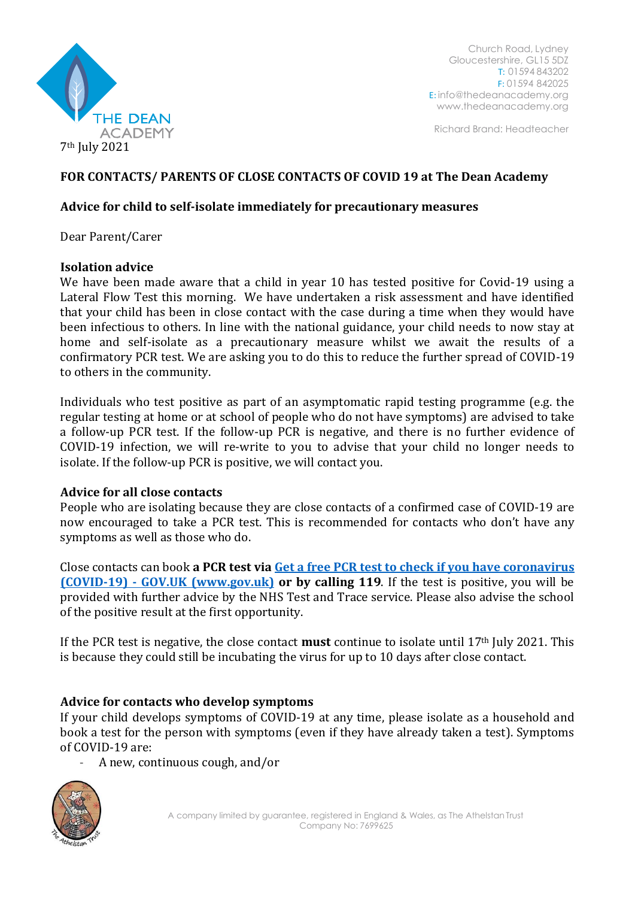THE DEAN ACADEMY

Church Road, Lydney
Gloucestershire, GL15 5DZ
T: 01594 843202
F: 01594 842025
E: info@thedeanacademy.org
www.thedeanacademy.org

Richard Brand: Headteacher

7th July 2021

**FOR CONTACTS/ PARENTS OF CLOSE CONTACTS OF COVID 19 at The Dean Academy**

**Advice for child to self-isolate immediately for precautionary measures**

Dear Parent/Carer

**Isolation advice**

We have been made aware that a child in year 10 has tested positive for Covid-19 using a Lateral Flow Test this morning. We have undertaken a risk assessment and have identified that your child has been in close contact with the case during a time when they would have been infectious to others. In line with the national guidance, your child needs to now stay at home and self-isolate as a precautionary measure whilst we await the results of a confirmatory PCR test. We are asking you to do this to reduce the further spread of COVID-19 to others in the community.

Individuals who test positive as part of an asymptomatic rapid testing programme (e.g. the regular testing at home or at school of people who do not have symptoms) are advised to take a follow-up PCR test. If the follow-up PCR is negative, and there is no further evidence of COVID-19 infection, we will re-write to you to advise that your child no longer needs to isolate. If the follow-up PCR is positive, we will contact you.

**Advice for all close contacts**

People who are isolating because they are close contacts of a confirmed case of COVID-19 are now encouraged to take a PCR test. This is recommended for contacts who don't have any symptoms as well as those who do.

Close contacts can book **a PCR test via** [Get a free PCR test to check if you have coronavirus (COVID-19) - GOV.UK (www.gov.uk)](https://www.gov.uk) **or by calling 119**. If the test is positive, you will be provided with further advice by the NHS Test and Trace service. Please also advise the school of the positive result at the first opportunity.

If the PCR test is negative, the close contact **must** continue to isolate until 17th July 2021. This is because they could still be incubating the virus for up to 10 days after close contact.

**Advice for contacts who develop symptoms**

If your child develops symptoms of COVID-19 at any time, please isolate as a household and book a test for the person with symptoms (even if they have already taken a test). Symptoms of COVID-19 are:

- A new, continuous cough, and/or

A company limited by guarantee, registered in England & Wales, as The Athelstan Trust
Company No: 7699625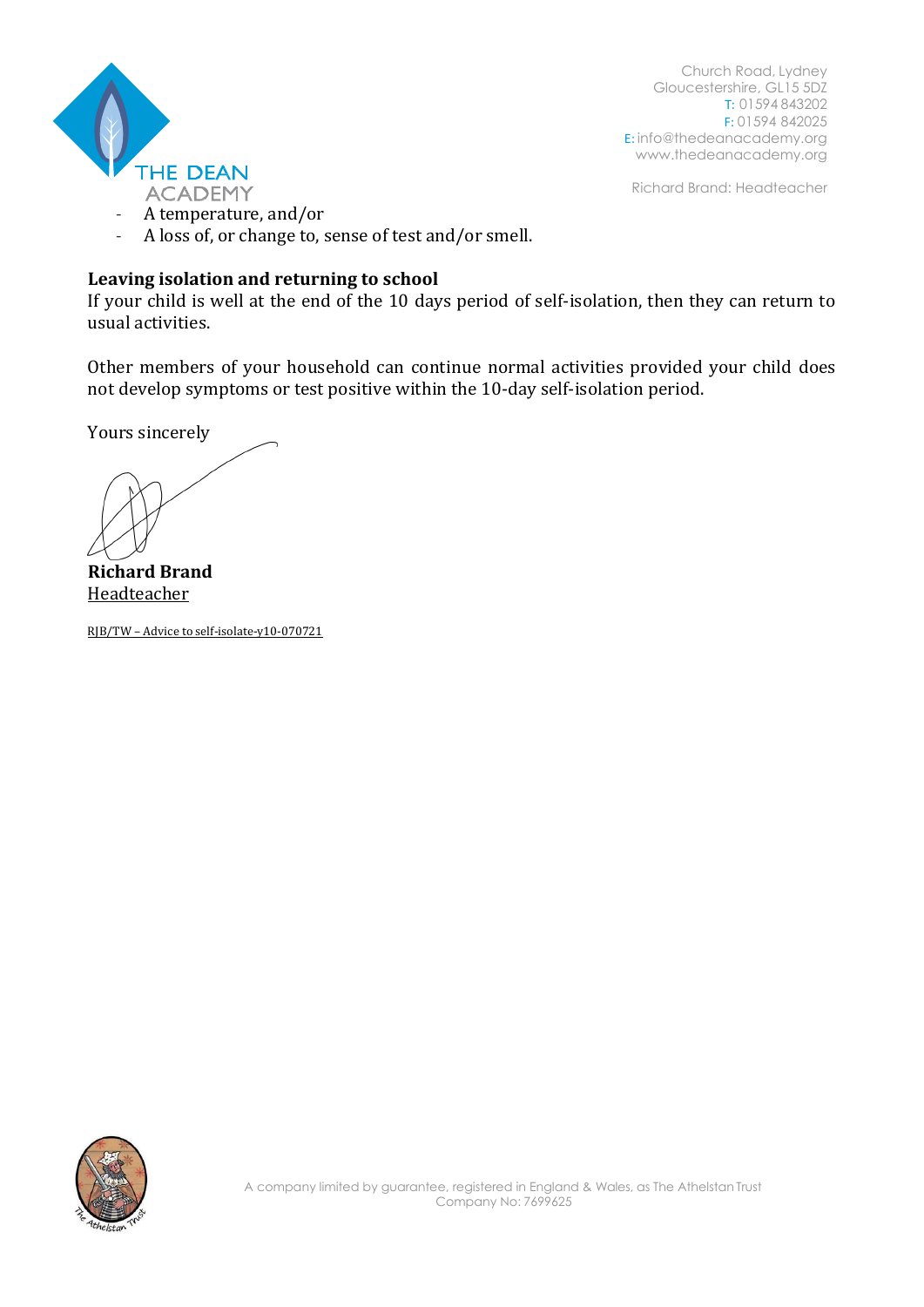- A temperature, and/or
- A loss of, or change to, sense of test and/or smell.

**Leaving isolation and returning to school**

If your child is well at the end of the 10 days period of self-isolation, then they can return to usual activities.

Other members of your household can continue normal activities provided your child does not develop symptoms or test positive within the 10-day self-isolation period.

Yours sincerely

**Richard Brand**
Headteacher

RJB/TW – Advice to self-isolate-y10-070721